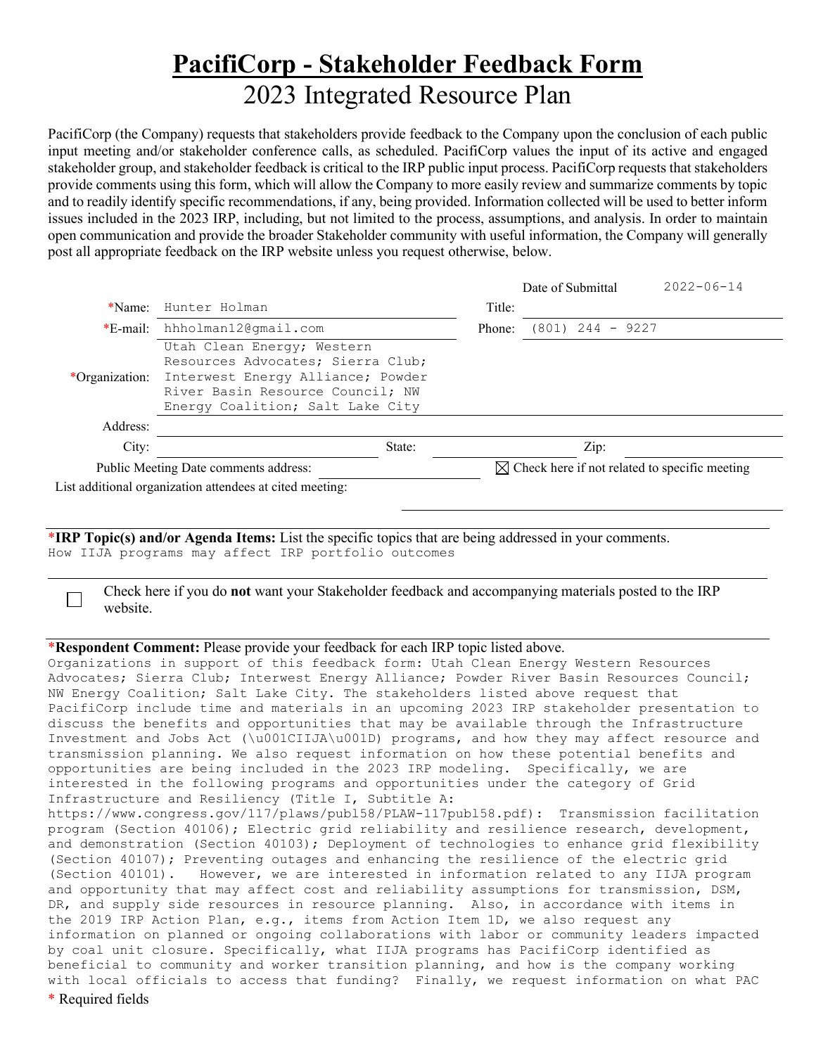# PacifiCorp - Stakeholder Feedback Form

## 2023 Integrated Resource Plan

PacifiCorp (the Company) requests that stakeholders provide feedback to the Company upon the conclusion of each public input meeting and/or stakeholder conference calls, as scheduled. PacifiCorp values the input of its active and engaged stakeholder group, and stakeholder feedback is critical to the IRP public input process. PacifiCorp requests that stakeholders provide comments using this form, which will allow the Company to more easily review and summarize comments by topic and to readily identify specific recommendations, if any, being provided. Information collected will be used to better inform issues included in the 2023 IRP, including, but not limited to the process, assumptions, and analysis. In order to maintain open communication and provide the broader Stakeholder community with useful information, the Company will generally post all appropriate feedback on the IRP website unless you request otherwise, below.

Date of Submittal: 2022-06-14

*Name: Hunter Holman

Title:

*E-mail: hhholman12@gmail.com

Phone: (801) 244 - 9227

*Organization: Utah Clean Energy; Western Resources Advocates; Sierra Club; Interwest Energy Alliance; Powder River Basin Resource Council; NW Energy Coalition; Salt Lake City

Address:

City: State: Zip:

Public Meeting Date comments address:

☒ Check here if not related to specific meeting

List additional organization attendees at cited meeting:

***IRP Topic(s) and/or Agenda Items:** List the specific topics that are being addressed in your comments.

How IIJA programs may affect IRP portfolio outcomes

☐ Check here if you do **not** want your Stakeholder feedback and accompanying materials posted to the IRP website.

***Respondent Comment:** Please provide your feedback for each IRP topic listed above.

Organizations in support of this feedback form: Utah Clean Energy Western Resources Advocates; Sierra Club; Interwest Energy Alliance; Powder River Basin Resources Council; NW Energy Coalition; Salt Lake City. The stakeholders listed above request that PacifiCorp include time and materials in an upcoming 2023 IRP stakeholder presentation to discuss the benefits and opportunities that may be available through the Infrastructure Investment and Jobs Act (\u001CIIJA\u001D) programs, and how they may affect resource and transmission planning. We also request information on how these potential benefits and opportunities are being included in the 2023 IRP modeling. Specifically, we are interested in the following programs and opportunities under the category of Grid Infrastructure and Resiliency (Title I, Subtitle A: https://www.congress.gov/117/plaws/publ58/PLAW-117publ58.pdf): Transmission facilitation program (Section 40106); Electric grid reliability and resilience research, development, and demonstration (Section 40103); Deployment of technologies to enhance grid flexibility (Section 40107); Preventing outages and enhancing the resilience of the electric grid (Section 40101). However, we are interested in information related to any IIJA program and opportunity that may affect cost and reliability assumptions for transmission, DSM, DR, and supply side resources in resource planning. Also, in accordance with items in the 2019 IRP Action Plan, e.g., items from Action Item 1D, we also request any information on planned or ongoing collaborations with labor or community leaders impacted by coal unit closure. Specifically, what IIJA programs has PacifiCorp identified as beneficial to community and worker transition planning, and how is the company working with local officials to access that funding? Finally, we request information on what PAC

* Required fields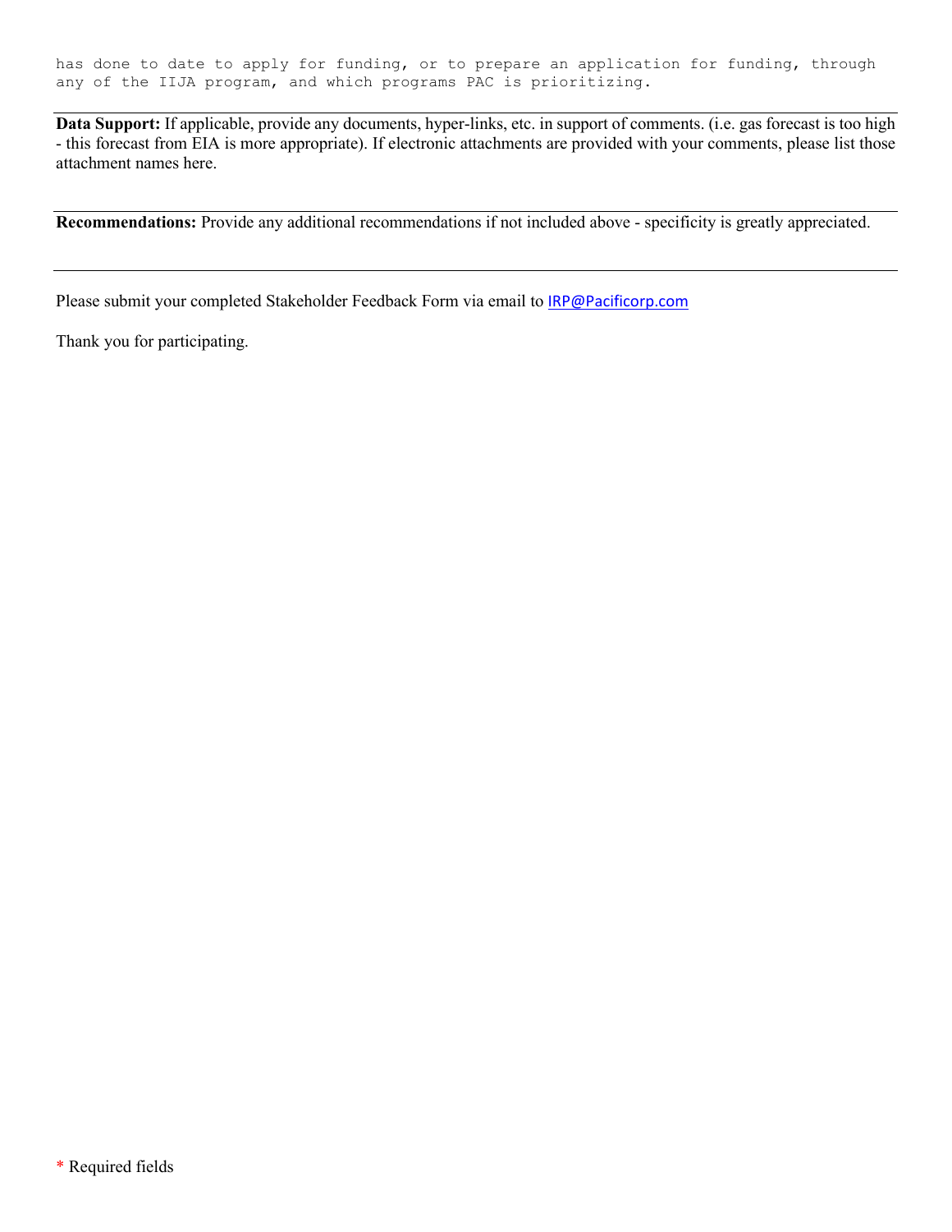has done to date to apply for funding, or to prepare an application for funding, through any of the IIJA program, and which programs PAC is prioritizing.

---

**Data Support:** If applicable, provide any documents, hyper-links, etc. in support of comments. (i.e. gas forecast is too high - this forecast from EIA is more appropriate). If electronic attachments are provided with your comments, please list those attachment names here.

---

**Recommendations:** Provide any additional recommendations if not included above - specificity is greatly appreciated.

---

Please submit your completed Stakeholder Feedback Form via email to [IRP@Pacificorp.com](mailto:IRP@Pacificorp.com)

Thank you for participating.

\* Required fields